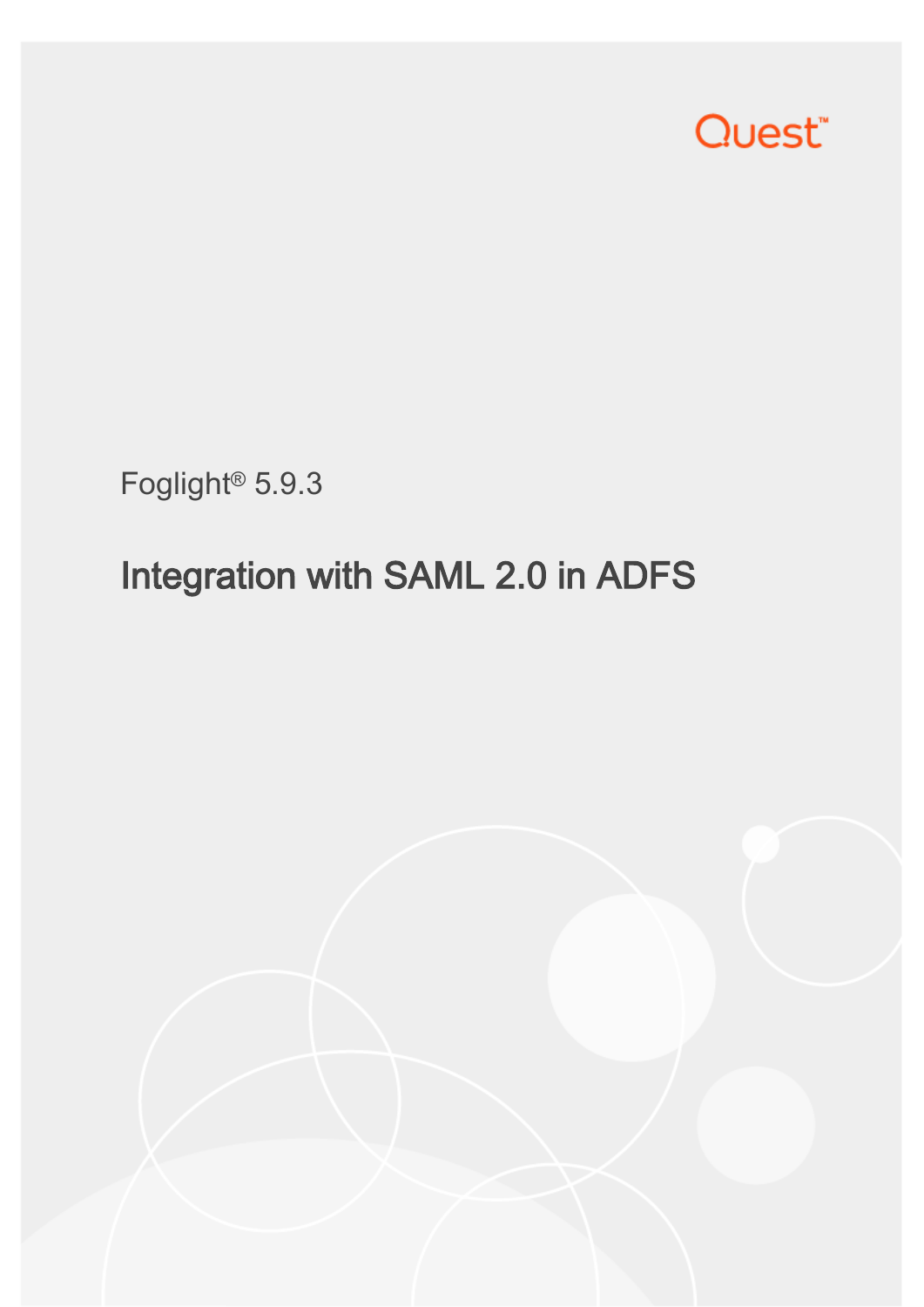Quest

Foglight® 5.9.3

# Integration with SAML 2.0 in ADFS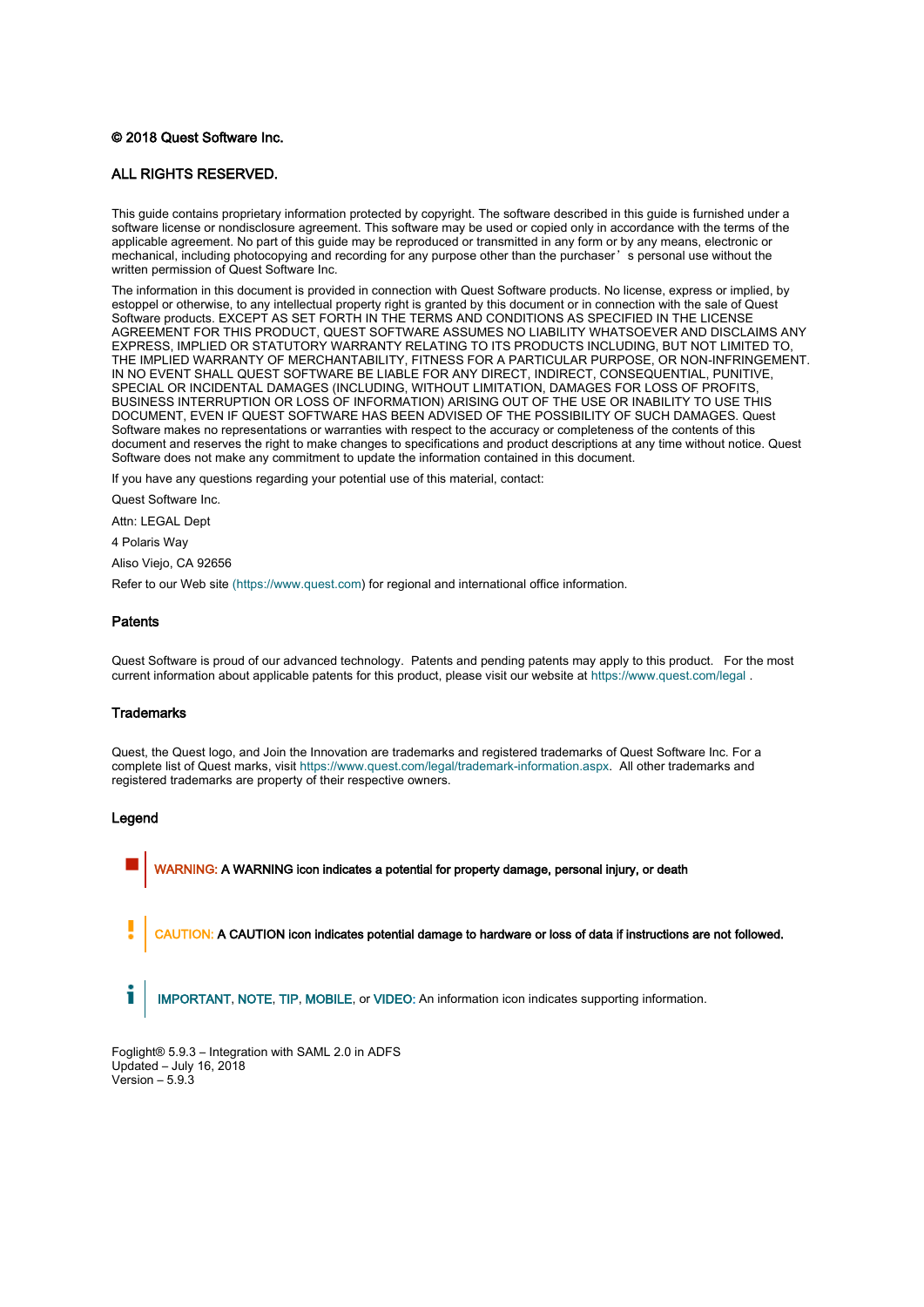**© 2018 Quest Software Inc.**

**ALL RIGHTS RESERVED.**

This guide contains proprietary information protected by copyright. The software described in this guide is furnished under a software license or nondisclosure agreement. This software may be used or copied only in accordance with the terms of the applicable agreement. No part of this guide may be reproduced or transmitted in any form or by any means, electronic or mechanical, including photocopying and recording for any purpose other than the purchaser's personal use without the written permission of Quest Software Inc.

The information in this document is provided in connection with Quest Software products. No license, express or implied, by estoppel or otherwise, to any intellectual property right is granted by this document or in connection with the sale of Quest Software products. EXCEPT AS SET FORTH IN THE TERMS AND CONDITIONS AS SPECIFIED IN THE LICENSE AGREEMENT FOR THIS PRODUCT, QUEST SOFTWARE ASSUMES NO LIABILITY WHATSOEVER AND DISCLAIMS ANY EXPRESS, IMPLIED OR STATUTORY WARRANTY RELATING TO ITS PRODUCTS INCLUDING, BUT NOT LIMITED TO, THE IMPLIED WARRANTY OF MERCHANTABILITY, FITNESS FOR A PARTICULAR PURPOSE, OR NON-INFRINGEMENT. IN NO EVENT SHALL QUEST SOFTWARE BE LIABLE FOR ANY DIRECT, INDIRECT, CONSEQUENTIAL, PUNITIVE, SPECIAL OR INCIDENTAL DAMAGES (INCLUDING, WITHOUT LIMITATION, DAMAGES FOR LOSS OF PROFITS, BUSINESS INTERRUPTION OR LOSS OF INFORMATION) ARISING OUT OF THE USE OR INABILITY TO USE THIS DOCUMENT, EVEN IF QUEST SOFTWARE HAS BEEN ADVISED OF THE POSSIBILITY OF SUCH DAMAGES. Quest Software makes no representations or warranties with respect to the accuracy or completeness of the contents of this document and reserves the right to make changes to specifications and product descriptions at any time without notice. Quest Software does not make any commitment to update the information contained in this document.

If you have any questions regarding your potential use of this material, contact:

Quest Software Inc.

Attn: LEGAL Dept

4 Polaris Way

Aliso Viejo, CA 92656

Refer to our Web site (https://www.quest.com) for regional and international office information.

### Patents

Quest Software is proud of our advanced technology. Patents and pending patents may apply to this product. For the most current information about applicable patents for this product, please visit our website at https://www.quest.com/legal .

### Trademarks

Quest, the Quest logo, and Join the Innovation are trademarks and registered trademarks of Quest Software Inc. For a complete list of Quest marks, visit https://www.quest.com/legal/trademark-information.aspx. All other trademarks and registered trademarks are property of their respective owners.

### Legend

**WARNING: A WARNING icon indicates a potential for property damage, personal injury, or death**

**CAUTION: A CAUTION icon indicates potential damage to hardware or loss of data if instructions are not followed.**

**IMPORTANT**, **NOTE**, **TIP**, **MOBILE**, or **VIDEO:** An information icon indicates supporting information.

Foglight® 5.9.3 – Integration with SAML 2.0 in ADFS
Updated – July 16, 2018
Version – 5.9.3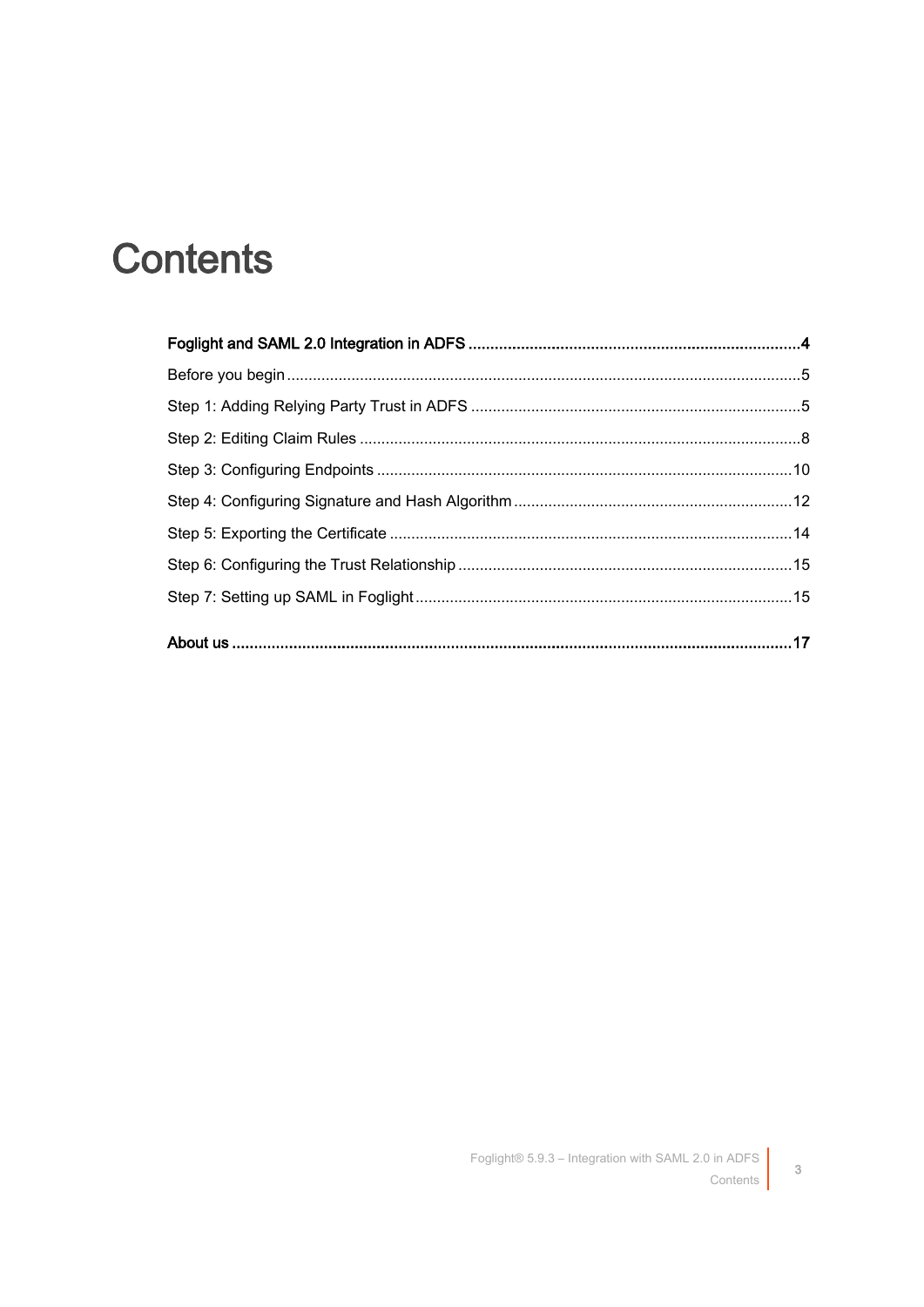# Contents

**Foglight and SAML 2.0 Integration in ADFS ........................................................................4**

Before you begin ........................................................................................................5

Step 1: Adding Relying Party Trust in ADFS ............................................................5

Step 2: Editing Claim Rules ........................................................................................8

Step 3: Configuring Endpoints ..................................................................................10

Step 4: Configuring Signature and Hash Algorithm ....................................................12

Step 5: Exporting the Certificate ................................................................................14

Step 6: Configuring the Trust Relationship ................................................................15

Step 7: Setting up SAML in Foglight .........................................................................15

**About us ..............................................................................................................................17**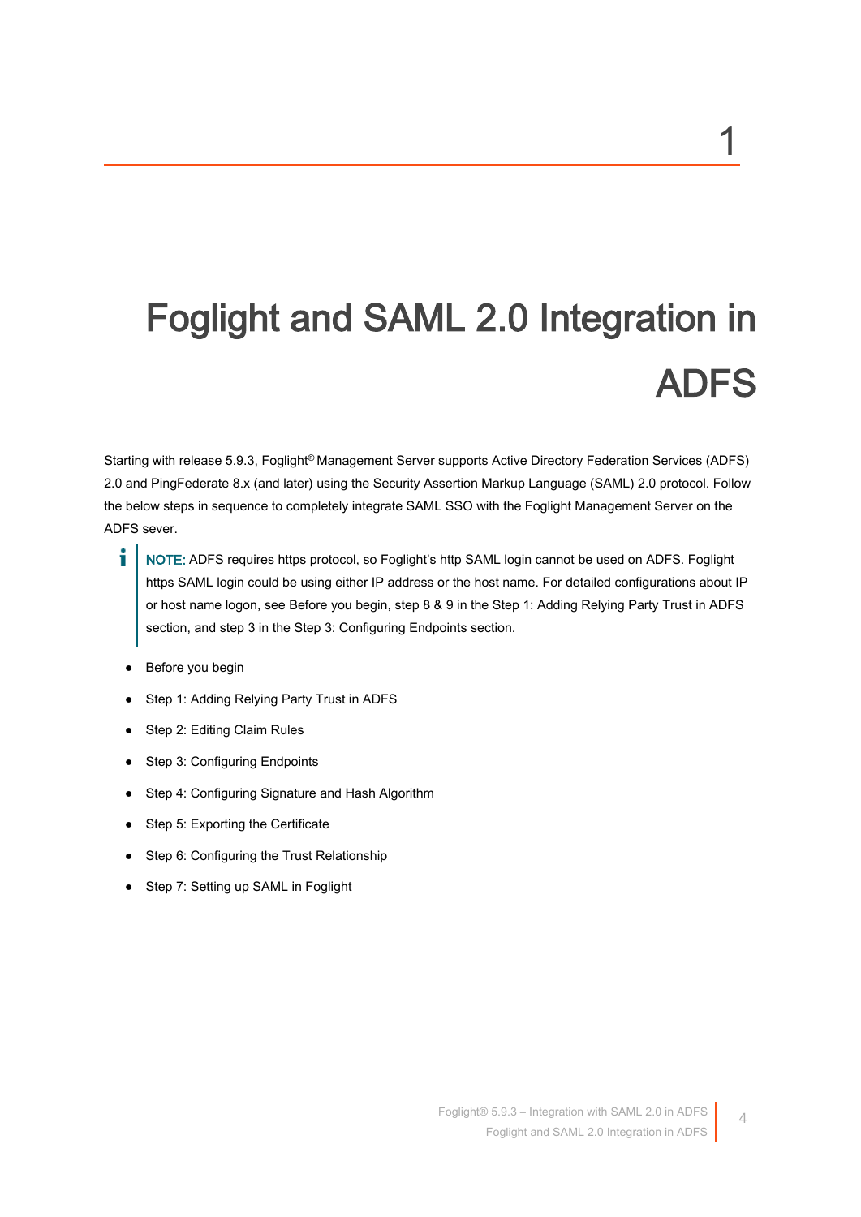# 1

# Foglight and SAML 2.0 Integration in ADFS

Starting with release 5.9.3, Foglight® Management Server supports Active Directory Federation Services (ADFS) 2.0 and PingFederate 8.x (and later) using the Security Assertion Markup Language (SAML) 2.0 protocol. Follow the below steps in sequence to completely integrate SAML SSO with the Foglight Management Server on the ADFS sever.

> **NOTE:** ADFS requires https protocol, so Foglight's http SAML login cannot be used on ADFS. Foglight https SAML login could be using either IP address or the host name. For detailed configurations about IP or host name logon, see Before you begin, step 8 & 9 in the Step 1: Adding Relying Party Trust in ADFS section, and step 3 in the Step 3: Configuring Endpoints section.

- Before you begin
- Step 1: Adding Relying Party Trust in ADFS
- Step 2: Editing Claim Rules
- Step 3: Configuring Endpoints
- Step 4: Configuring Signature and Hash Algorithm
- Step 5: Exporting the Certificate
- Step 6: Configuring the Trust Relationship
- Step 7: Setting up SAML in Foglight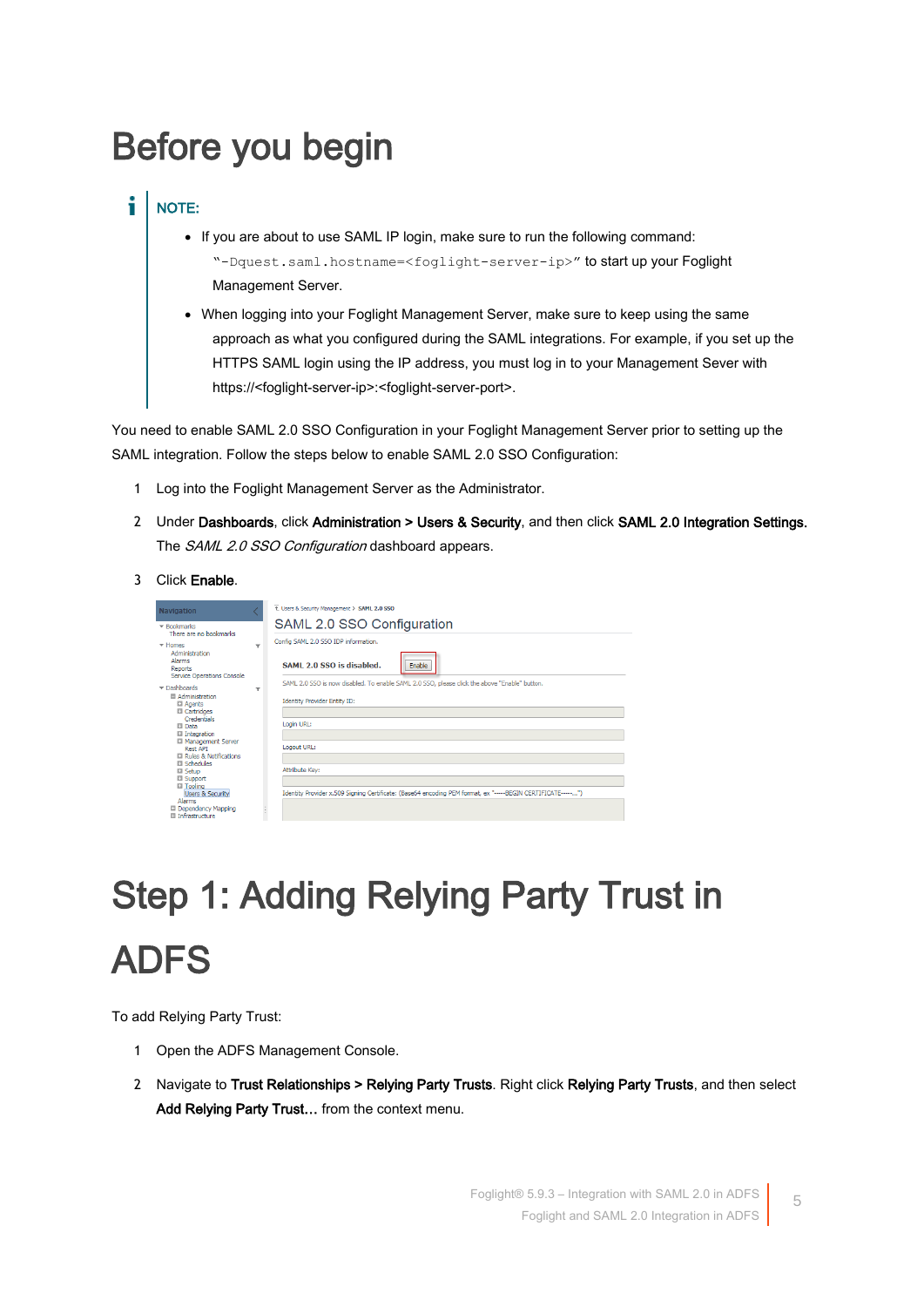# Before you begin

**NOTE:**

- If you are about to use SAML IP login, make sure to run the following command: "`-Dquest.saml.hostname=<foglight-server-ip>`" to start up your Foglight Management Server.
- When logging into your Foglight Management Server, make sure to keep using the same approach as what you configured during the SAML integrations. For example, if you set up the HTTPS SAML login using the IP address, you must log in to your Management Sever with https://<foglight-server-ip>:<foglight-server-port>.

You need to enable SAML 2.0 SSO Configuration in your Foglight Management Server prior to setting up the SAML integration. Follow the steps below to enable SAML 2.0 SSO Configuration:

1. Log into the Foglight Management Server as the Administrator.
2. Under **Dashboards**, click **Administration > Users & Security**, and then click **SAML 2.0 Integration Settings.** The *SAML 2.0 SSO Configuration* dashboard appears.
3. Click **Enable**.

# Step 1: Adding Relying Party Trust in ADFS

To add Relying Party Trust:

1. Open the ADFS Management Console.
2. Navigate to **Trust Relationships > Relying Party Trusts**. Right click **Relying Party Trusts**, and then select **Add Relying Party Trust…** from the context menu.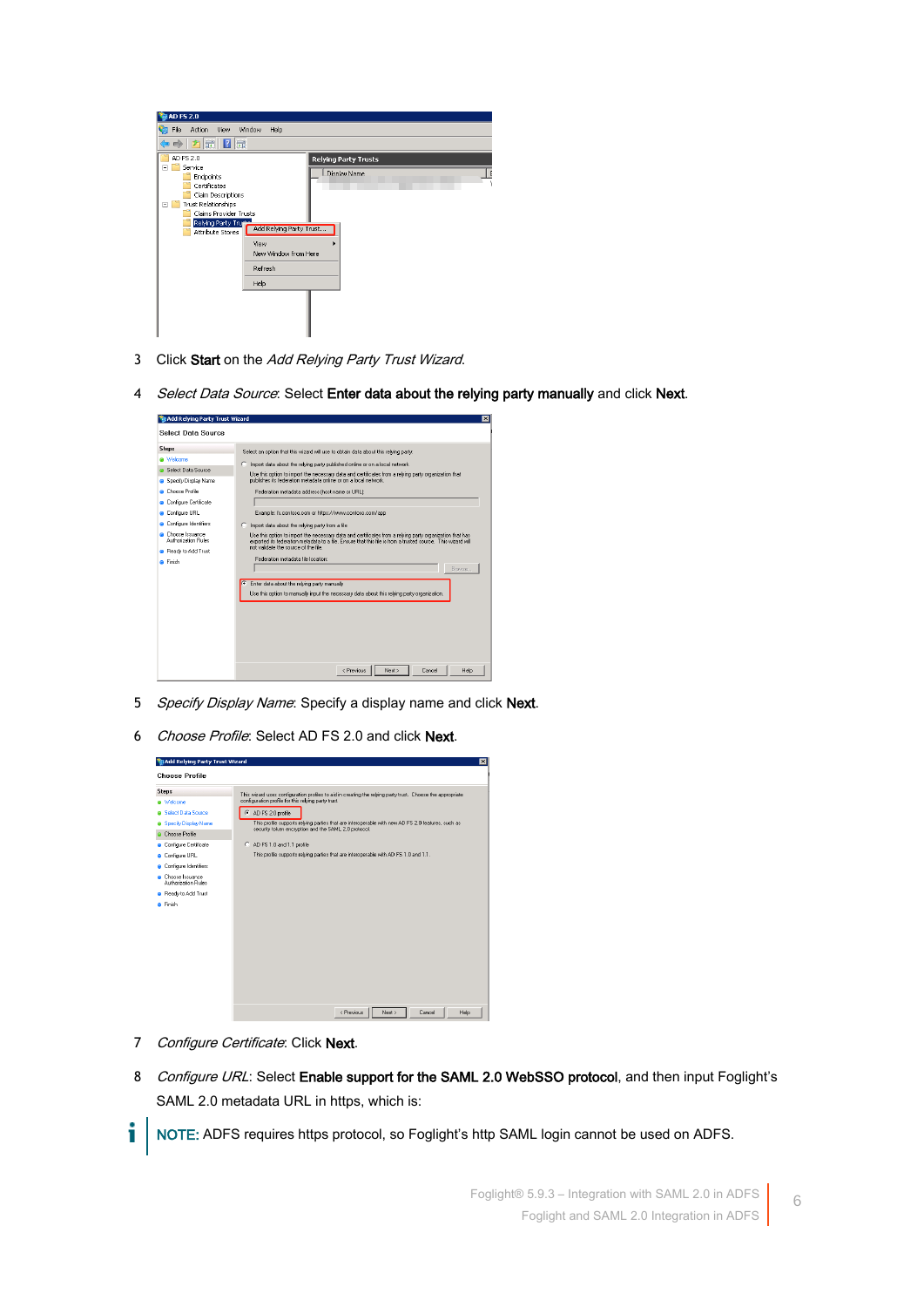3 Click **Start** on the *Add Relying Party Trust Wizard*.

4 *Select Data Source*: Select **Enter data about the relying party manually** and click **Next**.

5 *Specify Display Name*: Specify a display name and click **Next**.

6 *Choose Profile*: Select AD FS 2.0 and click **Next**.

7 *Configure Certificate*: Click **Next**.

8 *Configure URL*: Select **Enable support for the SAML 2.0 WebSSO protocol**, and then input Foglight's SAML 2.0 metadata URL in https, which is:

**NOTE:** ADFS requires https protocol, so Foglight's http SAML login cannot be used on ADFS.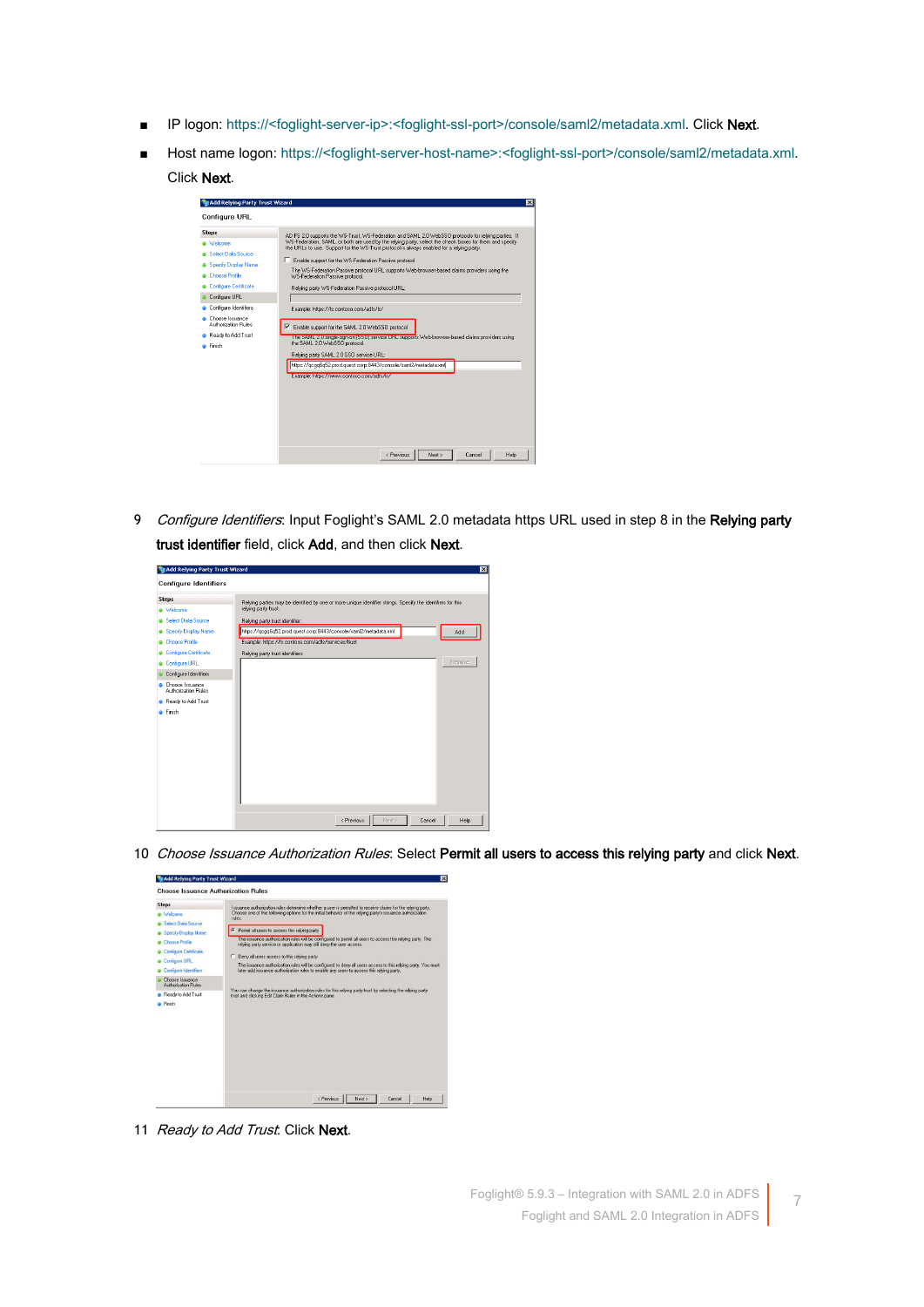- IP logon: https://<foglight-server-ip>:<foglight-ssl-port>/console/saml2/metadata.xml. Click **Next**.
- Host name logon: https://<foglight-server-host-name>:<foglight-ssl-port>/console/saml2/metadata.xml. Click **Next**.

9 *Configure Identifiers*: Input Foglight's SAML 2.0 metadata https URL used in step 8 in the **Relying party trust identifier** field, click **Add**, and then click **Next**.

10 *Choose Issuance Authorization Rules*: Select **Permit all users to access this relying party** and click **Next**.

11 *Ready to Add Trust*: Click **Next**.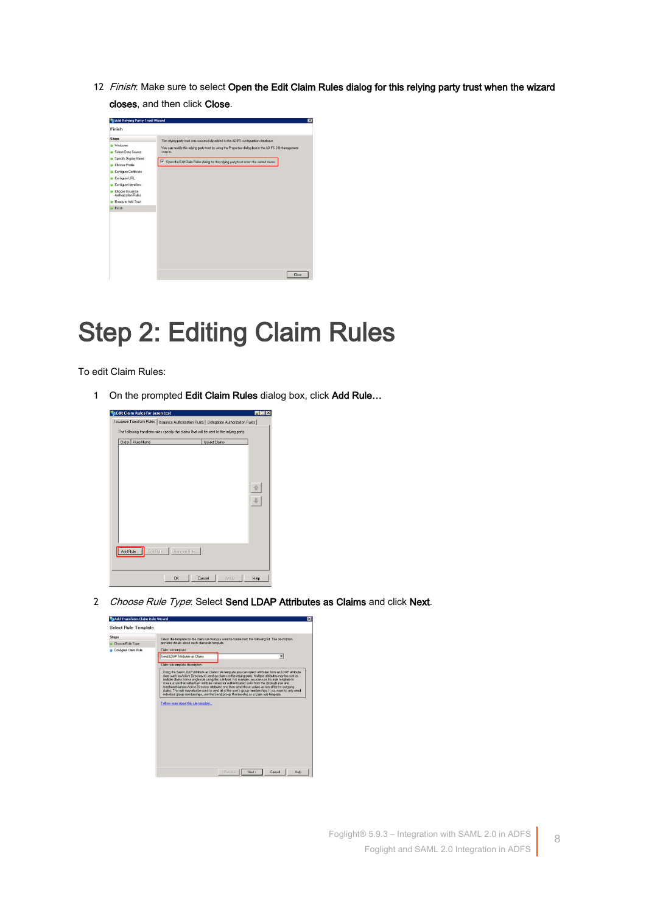12 *Finish*: Make sure to select **Open the Edit Claim Rules dialog for this relying party trust when the wizard closes**, and then click **Close**.

# Step 2: Editing Claim Rules

To edit Claim Rules:

1 On the prompted **Edit Claim Rules** dialog box, click **Add Rule…**

2 *Choose Rule Type*: Select **Send LDAP Attributes as Claims** and click **Next**.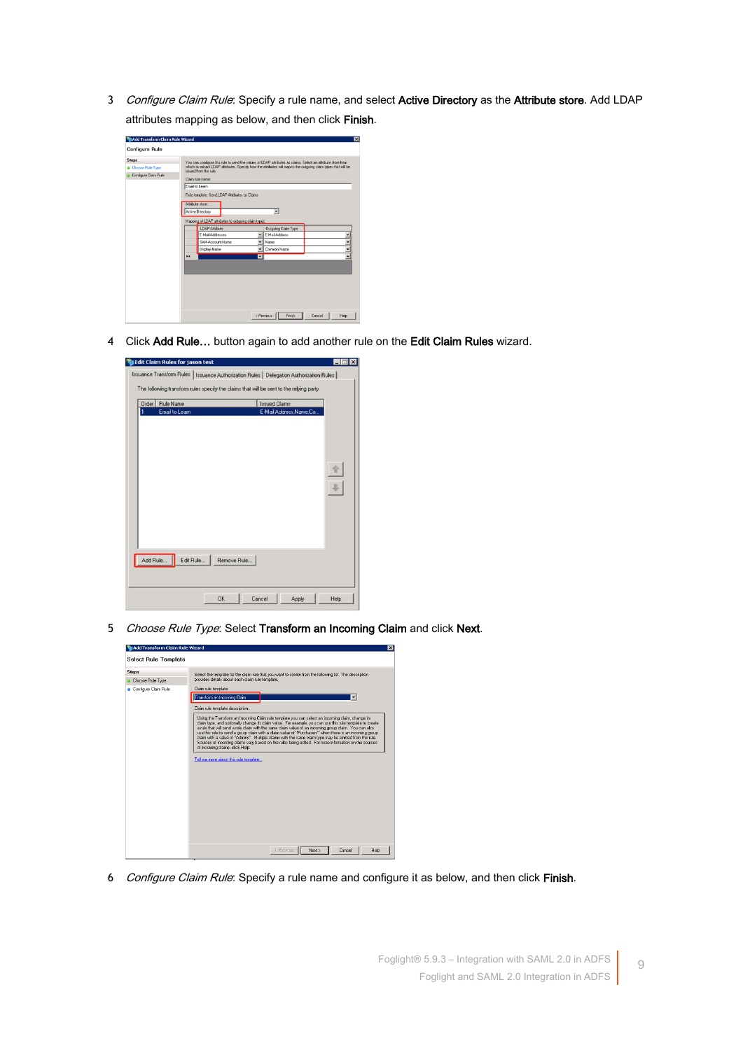3 *Configure Claim Rule*: Specify a rule name, and select **Active Directory** as the **Attribute store**. Add LDAP attributes mapping as below, and then click **Finish**.

4 Click **Add Rule…** button again to add another rule on the **Edit Claim Rules** wizard.

5 *Choose Rule Type*: Select **Transform an Incoming Claim** and click **Next**.

6 *Configure Claim Rule*: Specify a rule name and configure it as below, and then click **Finish**.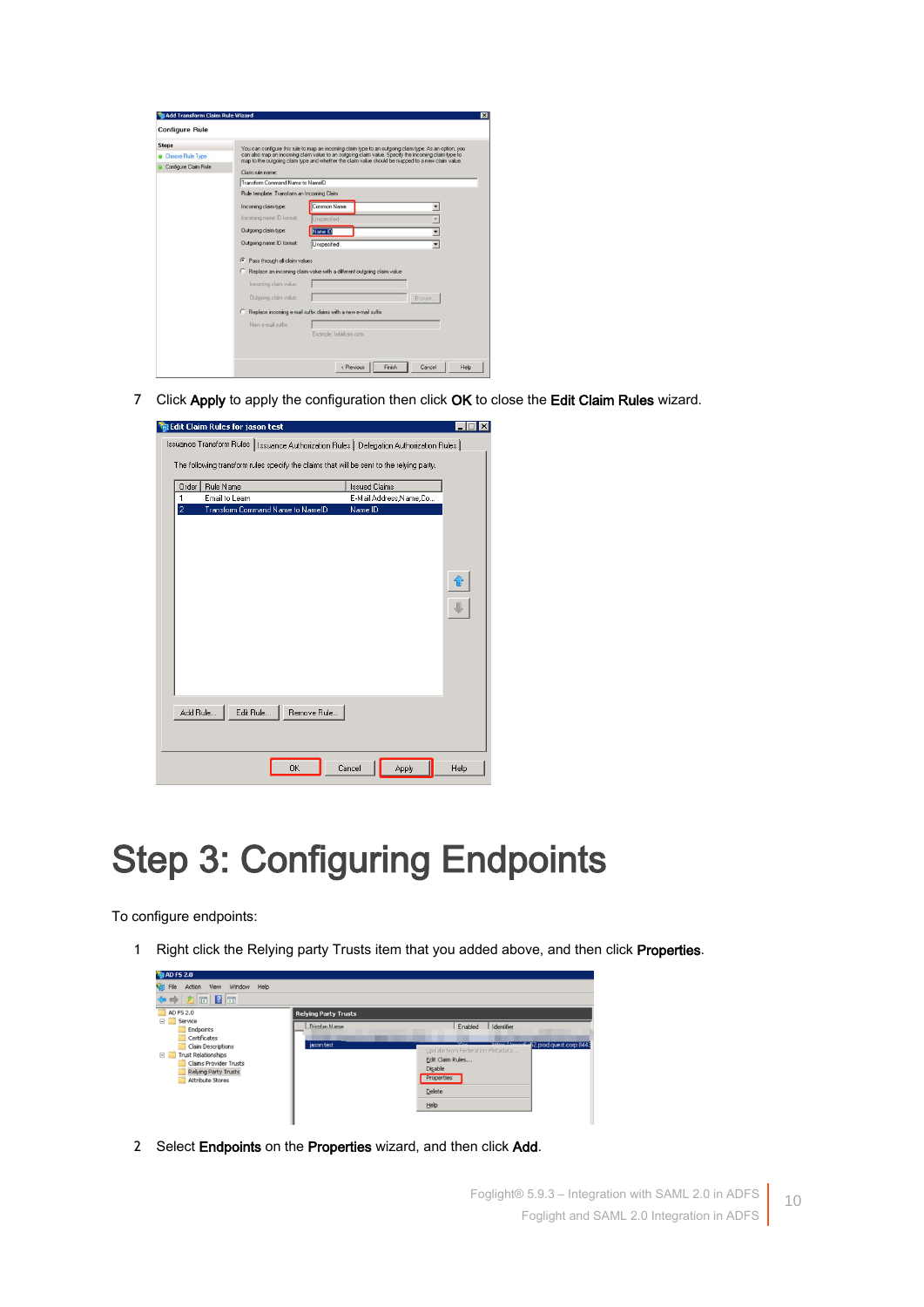7 Click **Apply** to apply the configuration then click **OK** to close the **Edit Claim Rules** wizard.

# Step 3: Configuring Endpoints

To configure endpoints:

1 Right click the Relying party Trusts item that you added above, and then click **Properties**.

2 Select **Endpoints** on the **Properties** wizard, and then click **Add**.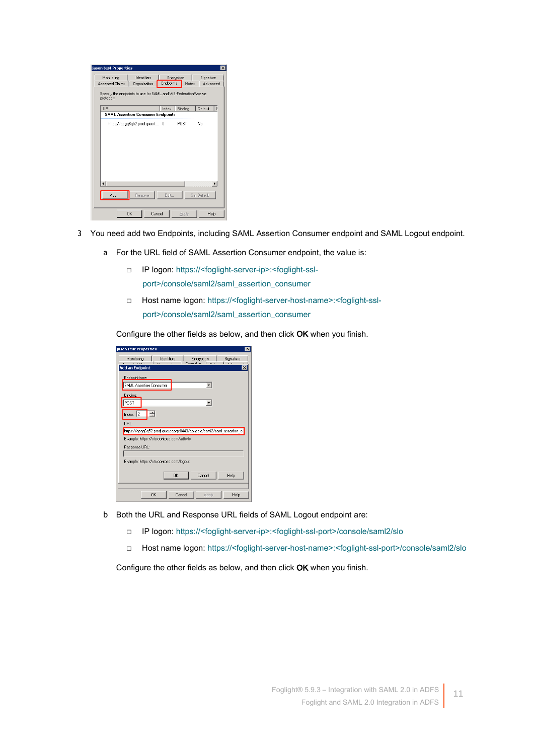3 You need add two Endpoints, including SAML Assertion Consumer endpoint and SAML Logout endpoint.

   a For the URL field of SAML Assertion Consumer endpoint, the value is:

      - IP logon: https://<foglight-server-ip>:<foglight-ssl-port>/console/saml2/saml_assertion_consumer
      - Host name logon: https://<foglight-server-host-name>:<foglight-ssl-port>/console/saml2/saml_assertion_consumer

   Configure the other fields as below, and then click **OK** when you finish.

   b Both the URL and Response URL fields of SAML Logout endpoint are:

      - IP logon: https://<foglight-server-ip>:<foglight-ssl-port>/console/saml2/slo
      - Host name logon: https://<foglight-server-host-name>:<foglight-ssl-port>/console/saml2/slo

   Configure the other fields as below, and then click **OK** when you finish.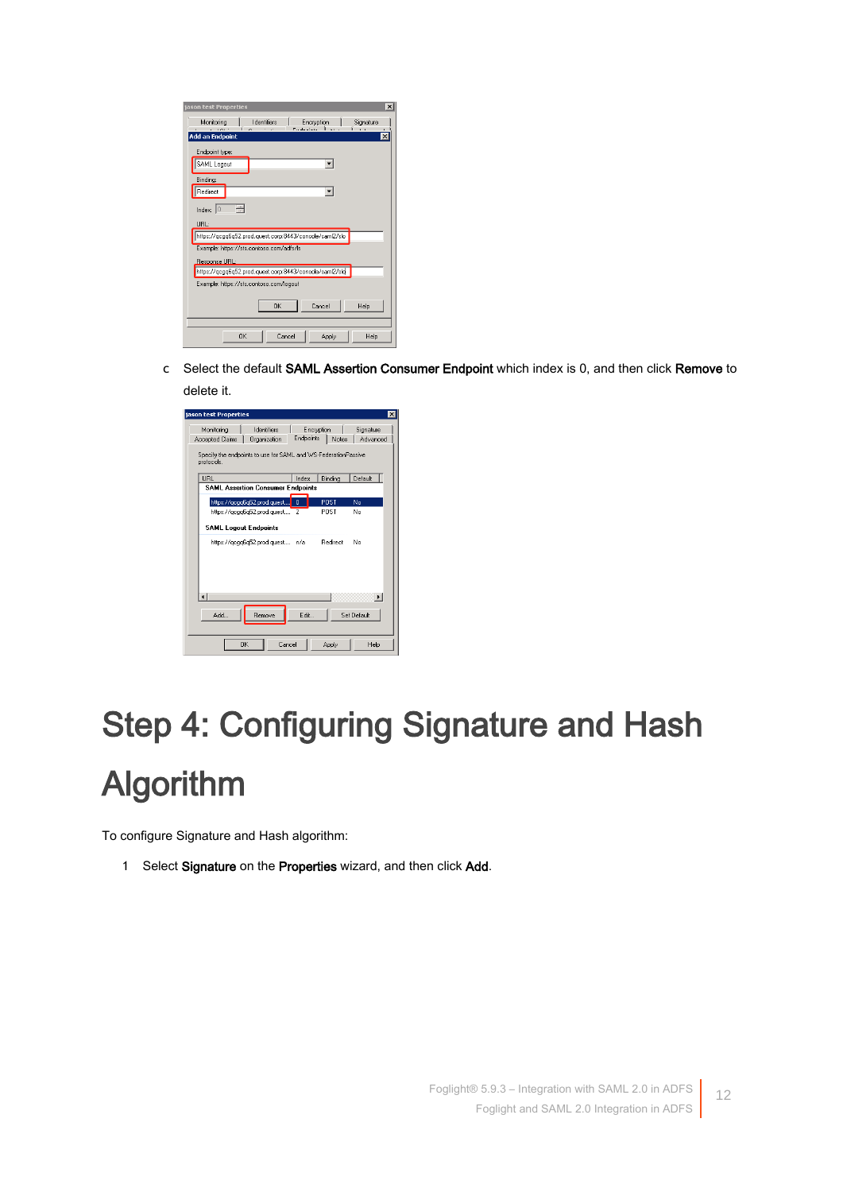c Select the default **SAML Assertion Consumer Endpoint** which index is 0, and then click **Remove** to delete it.

# Step 4: Configuring Signature and Hash Algorithm

To configure Signature and Hash algorithm:

1 Select **Signature** on the **Properties** wizard, and then click **Add**.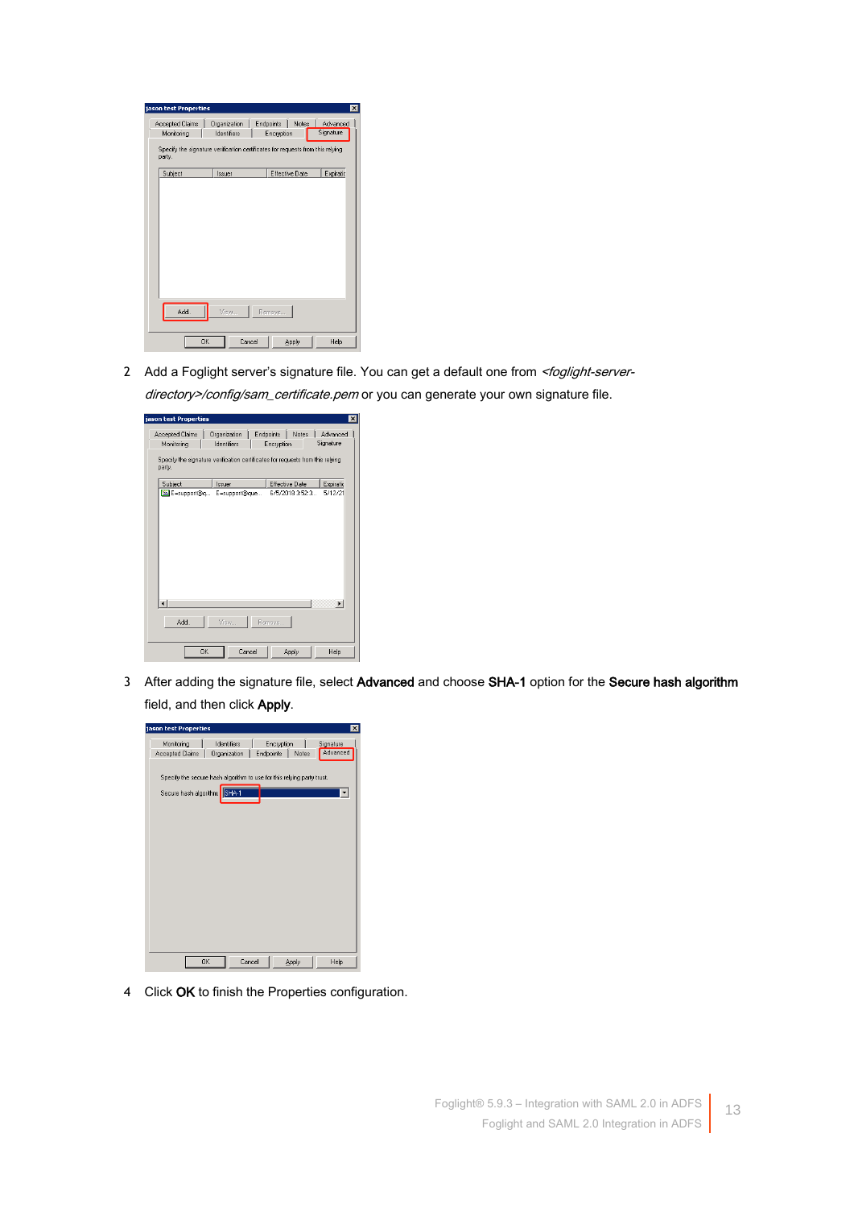2 Add a Foglight server's signature file. You can get a default one from *<foglight-server-directory>/config/sam_certificate.pem* or you can generate your own signature file.

3 After adding the signature file, select **Advanced** and choose **SHA-1** option for the **Secure hash algorithm** field, and then click **Apply**.

4 Click **OK** to finish the Properties configuration.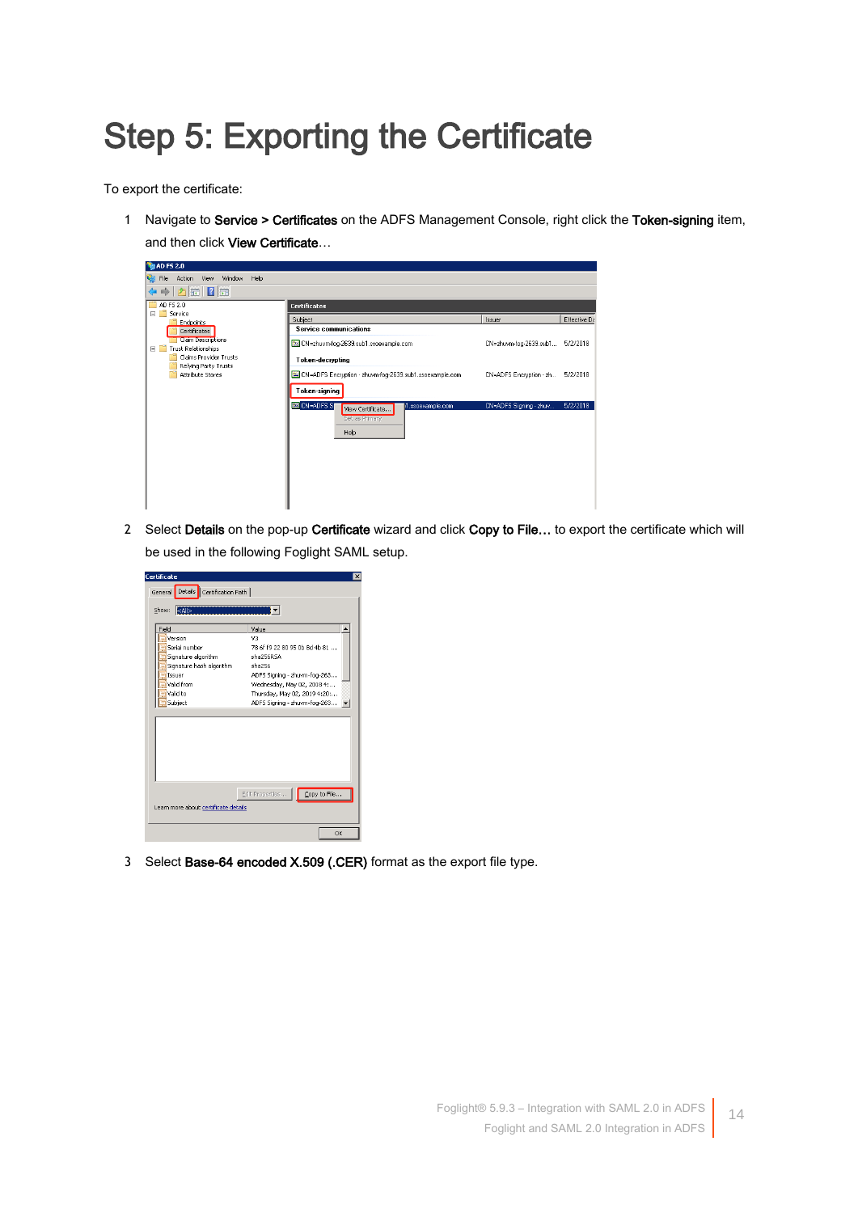# Step 5: Exporting the Certificate

To export the certificate:

1. Navigate to **Service > Certificates** on the ADFS Management Console, right click the **Token-signing** item, and then click **View Certificate**…

2. Select **Details** on the pop-up **Certificate** wizard and click **Copy to File…** to export the certificate which will be used in the following Foglight SAML setup.

3. Select **Base-64 encoded X.509 (.CER)** format as the export file type.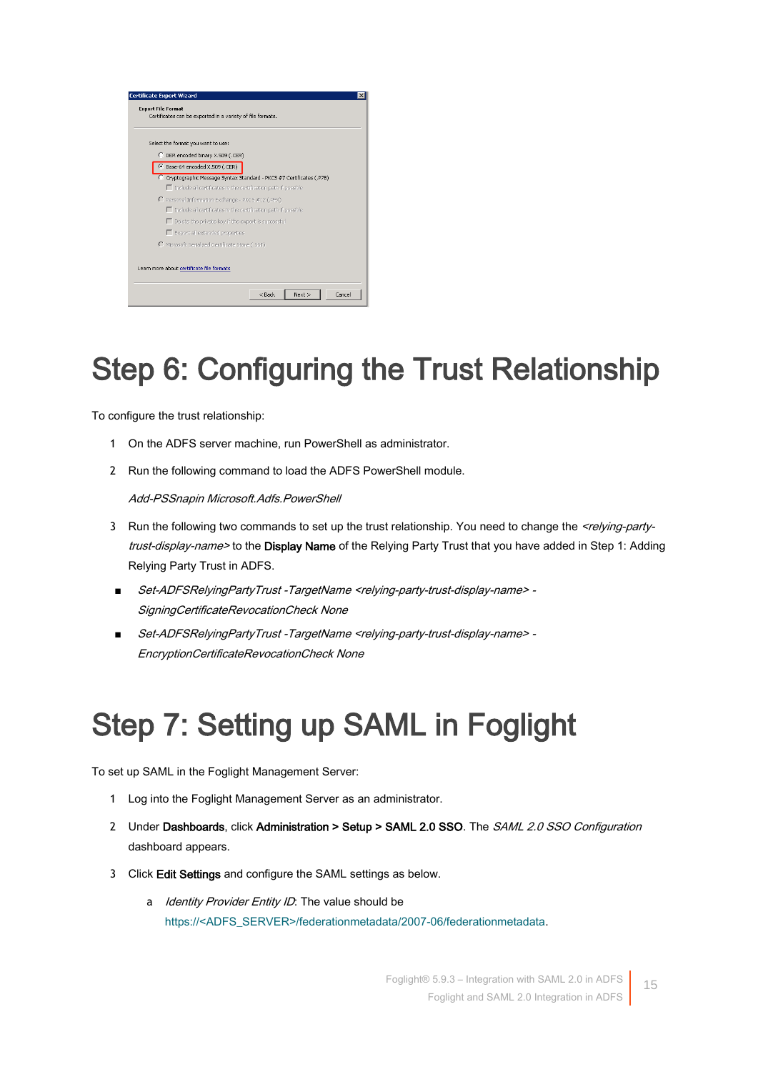# Step 6: Configuring the Trust Relationship

To configure the trust relationship:

1. On the ADFS server machine, run PowerShell as administrator.
2. Run the following command to load the ADFS PowerShell module.

   *Add-PSSnapin Microsoft.Adfs.PowerShell*

3. Run the following two commands to set up the trust relationship. You need to change the *<relying-party-trust-display-name>* to the **Display Name** of the Relying Party Trust that you have added in Step 1: Adding Relying Party Trust in ADFS.

- *Set-ADFSRelyingPartyTrust -TargetName <relying-party-trust-display-name> -SigningCertificateRevocationCheck None*
- *Set-ADFSRelyingPartyTrust -TargetName <relying-party-trust-display-name> -EncryptionCertificateRevocationCheck None*

# Step 7: Setting up SAML in Foglight

To set up SAML in the Foglight Management Server:

1. Log into the Foglight Management Server as an administrator.
2. Under **Dashboards**, click **Administration > Setup > SAML 2.0 SSO**. The *SAML 2.0 SSO Configuration* dashboard appears.
3. Click **Edit Settings** and configure the SAML settings as below.
   a. *Identity Provider Entity ID*: The value should be https://<ADFS_SERVER>/federationmetadata/2007-06/federationmetadata.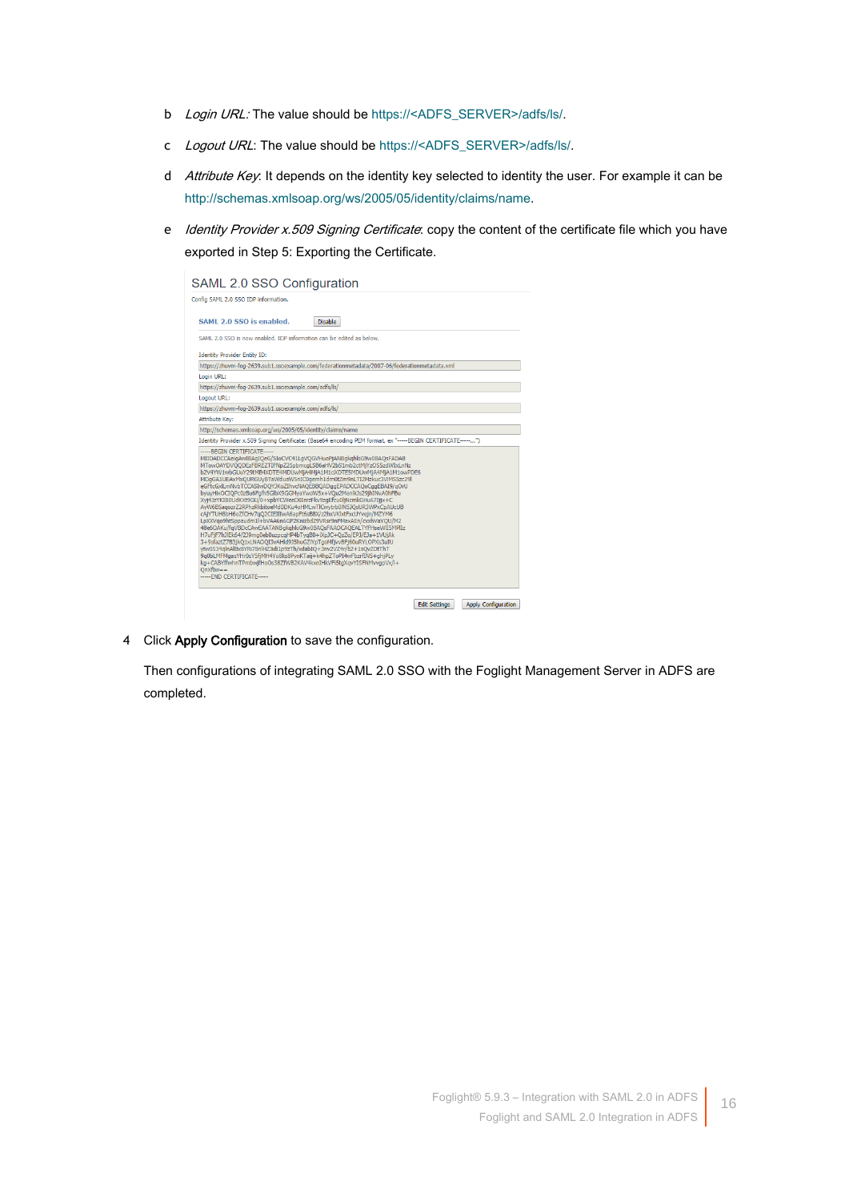b *Login URL:* The value should be https://<ADFS_SERVER>/adfs/ls/.

c *Logout URL*: The value should be https://<ADFS_SERVER>/adfs/ls/.

d *Attribute Key*: It depends on the identity key selected to identity the user. For example it can be http://schemas.xmlsoap.org/ws/2005/05/identity/claims/name.

e *Identity Provider x.509 Signing Certificate*: copy the content of the certificate file which you have exported in Step 5: Exporting the Certificate.

4 Click **Apply Configuration** to save the configuration.

Then configurations of integrating SAML 2.0 SSO with the Foglight Management Server in ADFS are completed.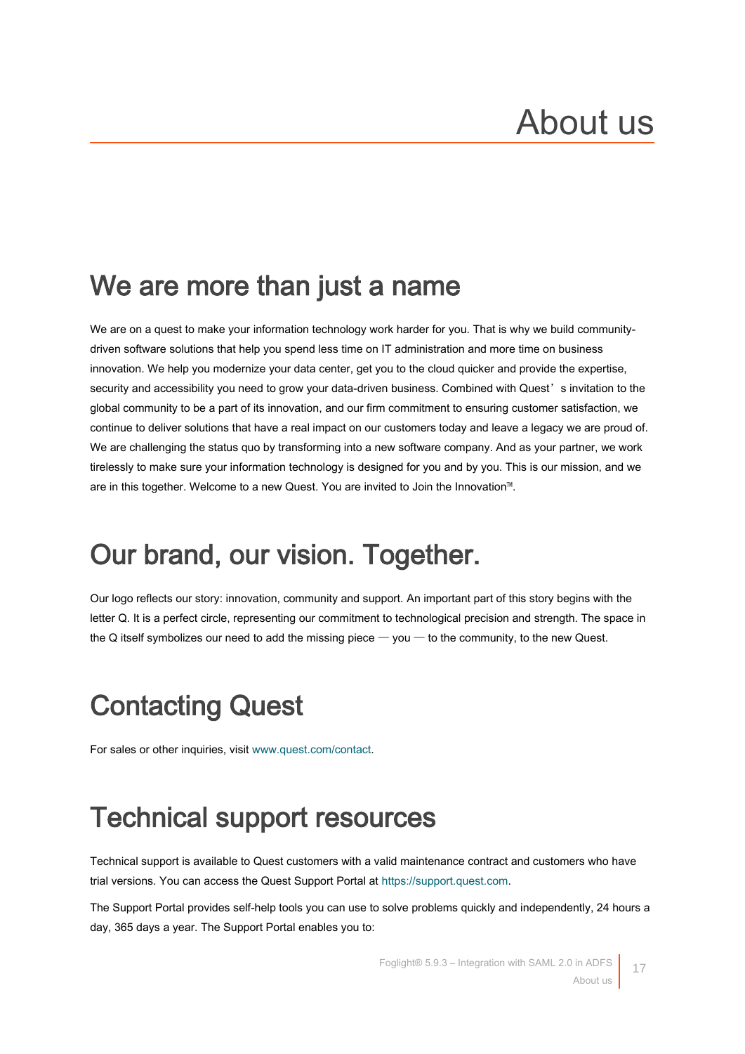# About us

## We are more than just a name

We are on a quest to make your information technology work harder for you. That is why we build community-driven software solutions that help you spend less time on IT administration and more time on business innovation. We help you modernize your data center, get you to the cloud quicker and provide the expertise, security and accessibility you need to grow your data-driven business. Combined with Quest's invitation to the global community to be a part of its innovation, and our firm commitment to ensuring customer satisfaction, we continue to deliver solutions that have a real impact on our customers today and leave a legacy we are proud of. We are challenging the status quo by transforming into a new software company. And as your partner, we work tirelessly to make sure your information technology is designed for you and by you. This is our mission, and we are in this together. Welcome to a new Quest. You are invited to Join the Innovation™.

## Our brand, our vision. Together.

Our logo reflects our story: innovation, community and support. An important part of this story begins with the letter Q. It is a perfect circle, representing our commitment to technological precision and strength. The space in the Q itself symbolizes our need to add the missing piece — you — to the community, to the new Quest.

## Contacting Quest

For sales or other inquiries, visit www.quest.com/contact.

## Technical support resources

Technical support is available to Quest customers with a valid maintenance contract and customers who have trial versions. You can access the Quest Support Portal at https://support.quest.com.

The Support Portal provides self-help tools you can use to solve problems quickly and independently, 24 hours a day, 365 days a year. The Support Portal enables you to: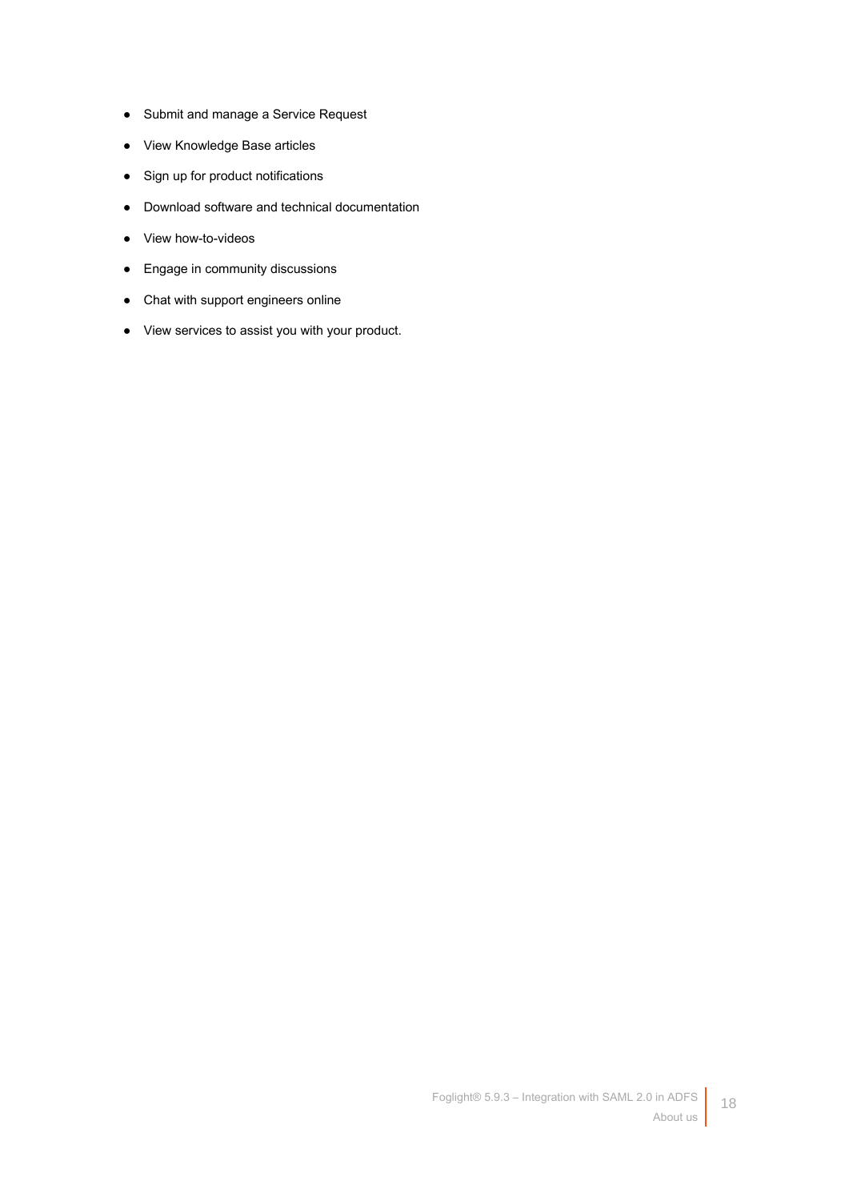- Submit and manage a Service Request
- View Knowledge Base articles
- Sign up for product notifications
- Download software and technical documentation
- View how-to-videos
- Engage in community discussions
- Chat with support engineers online
- View services to assist you with your product.